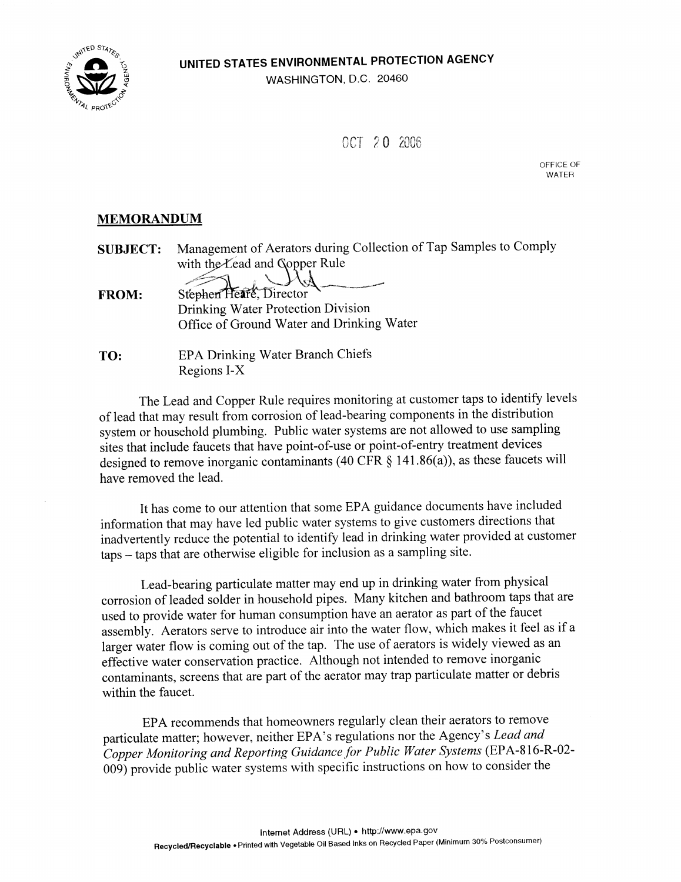**UNITED STATES ENVIRONMENTAL PROTECTION AGENCY**
WASHINGTON, D.C. 20460

OCT 20 2006

OFFICE OF WATER

## MEMORANDUM

**SUBJECT:** Management of Aerators during Collection of Tap Samples to Comply with the Lead and Copper Rule

**FROM:** Stephen Heare, Director
Drinking Water Protection Division
Office of Ground Water and Drinking Water

**TO:** EPA Drinking Water Branch Chiefs
Regions I-X

The Lead and Copper Rule requires monitoring at customer taps to identify levels of lead that may result from corrosion of lead-bearing components in the distribution system or household plumbing. Public water systems are not allowed to use sampling sites that include faucets that have point-of-use or point-of-entry treatment devices designed to remove inorganic contaminants (40 CFR § 141.86(a)), as these faucets will have removed the lead.

It has come to our attention that some EPA guidance documents have included information that may have led public water systems to give customers directions that inadvertently reduce the potential to identify lead in drinking water provided at customer taps – taps that are otherwise eligible for inclusion as a sampling site.

Lead-bearing particulate matter may end up in drinking water from physical corrosion of leaded solder in household pipes. Many kitchen and bathroom taps that are used to provide water for human consumption have an aerator as part of the faucet assembly. Aerators serve to introduce air into the water flow, which makes it feel as if a larger water flow is coming out of the tap. The use of aerators is widely viewed as an effective water conservation practice. Although not intended to remove inorganic contaminants, screens that are part of the aerator may trap particulate matter or debris within the faucet.

EPA recommends that homeowners regularly clean their aerators to remove particulate matter; however, neither EPA's regulations nor the Agency's *Lead and Copper Monitoring and Reporting Guidance for Public Water Systems* (EPA-816-R-02-009) provide public water systems with specific instructions on how to consider the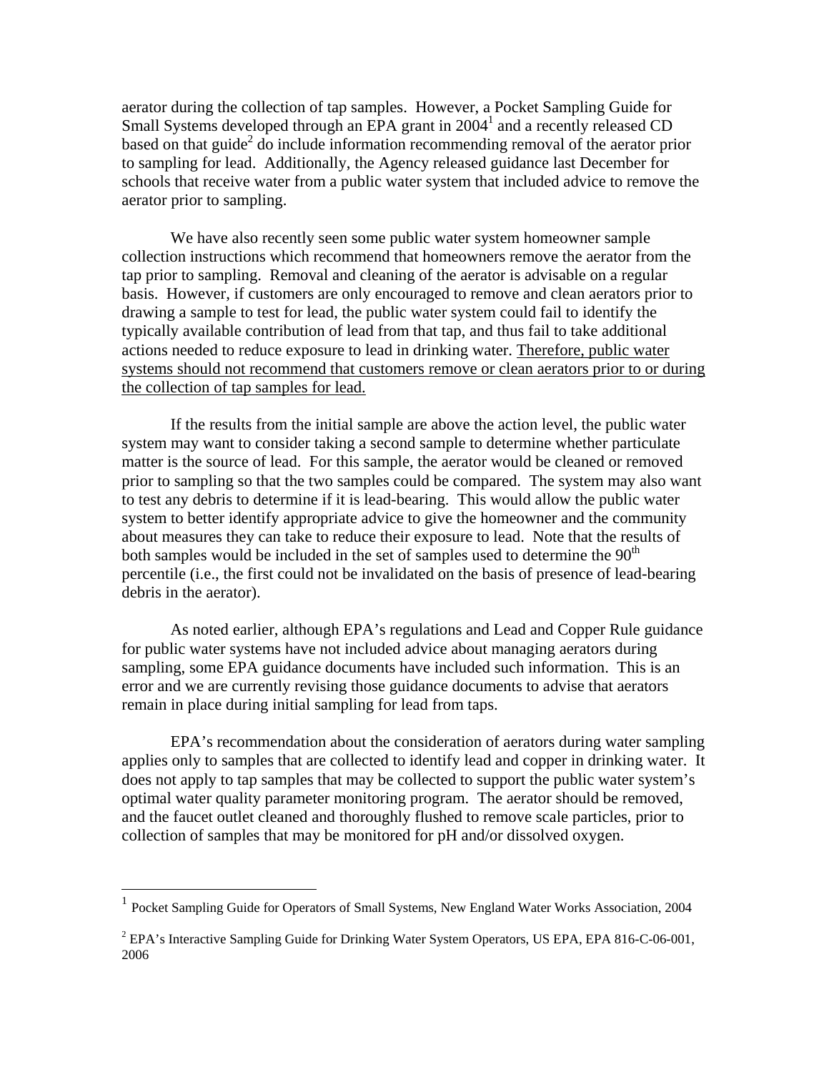aerator during the collection of tap samples. However, a Pocket Sampling Guide for Small Systems developed through an EPA grant in 2004[1] and a recently released CD based on that guide[2] do include information recommending removal of the aerator prior to sampling for lead. Additionally, the Agency released guidance last December for schools that receive water from a public water system that included advice to remove the aerator prior to sampling.

We have also recently seen some public water system homeowner sample collection instructions which recommend that homeowners remove the aerator from the tap prior to sampling. Removal and cleaning of the aerator is advisable on a regular basis. However, if customers are only encouraged to remove and clean aerators prior to drawing a sample to test for lead, the public water system could fail to identify the typically available contribution of lead from that tap, and thus fail to take additional actions needed to reduce exposure to lead in drinking water. <u>Therefore, public water systems should not recommend that customers remove or clean aerators prior to or during the collection of tap samples for lead.</u>

If the results from the initial sample are above the action level, the public water system may want to consider taking a second sample to determine whether particulate matter is the source of lead. For this sample, the aerator would be cleaned or removed prior to sampling so that the two samples could be compared. The system may also want to test any debris to determine if it is lead-bearing. This would allow the public water system to better identify appropriate advice to give the homeowner and the community about measures they can take to reduce their exposure to lead. Note that the results of both samples would be included in the set of samples used to determine the $90^{th}$ percentile (i.e., the first could not be invalidated on the basis of presence of lead-bearing debris in the aerator).

As noted earlier, although EPA's regulations and Lead and Copper Rule guidance for public water systems have not included advice about managing aerators during sampling, some EPA guidance documents have included such information. This is an error and we are currently revising those guidance documents to advise that aerators remain in place during initial sampling for lead from taps.

EPA's recommendation about the consideration of aerators during water sampling applies only to samples that are collected to identify lead and copper in drinking water. It does not apply to tap samples that may be collected to support the public water system's optimal water quality parameter monitoring program. The aerator should be removed, and the faucet outlet cleaned and thoroughly flushed to remove scale particles, prior to collection of samples that may be monitored for pH and/or dissolved oxygen.

---

[1] Pocket Sampling Guide for Operators of Small Systems, New England Water Works Association, 2004

[2] EPA's Interactive Sampling Guide for Drinking Water System Operators, US EPA, EPA 816-C-06-001, 2006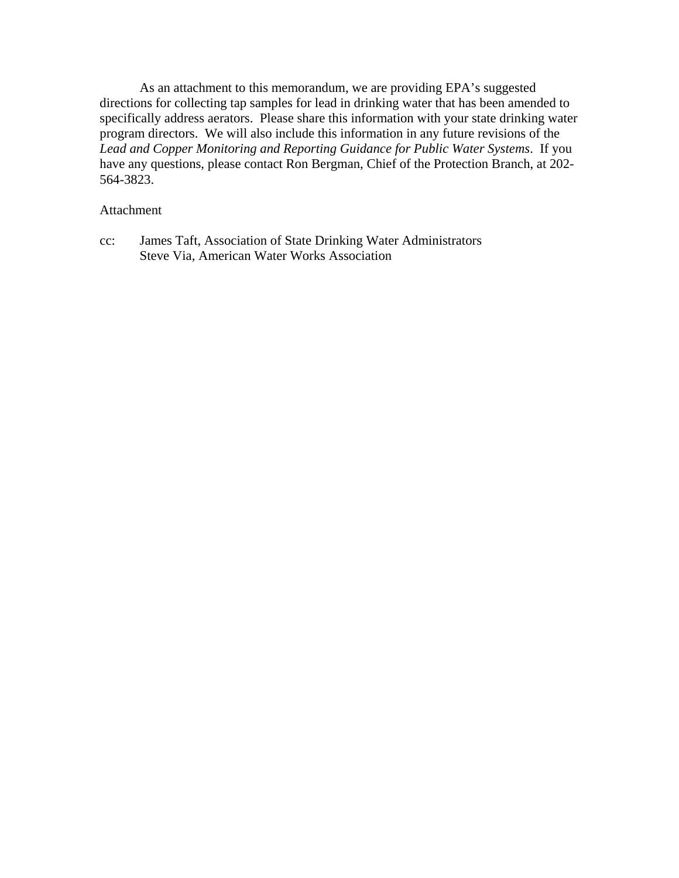As an attachment to this memorandum, we are providing EPA's suggested directions for collecting tap samples for lead in drinking water that has been amended to specifically address aerators. Please share this information with your state drinking water program directors. We will also include this information in any future revisions of the *Lead and Copper Monitoring and Reporting Guidance for Public Water Systems*. If you have any questions, please contact Ron Bergman, Chief of the Protection Branch, at 202-564-3823.

Attachment

cc: James Taft, Association of State Drinking Water Administrators
Steve Via, American Water Works Association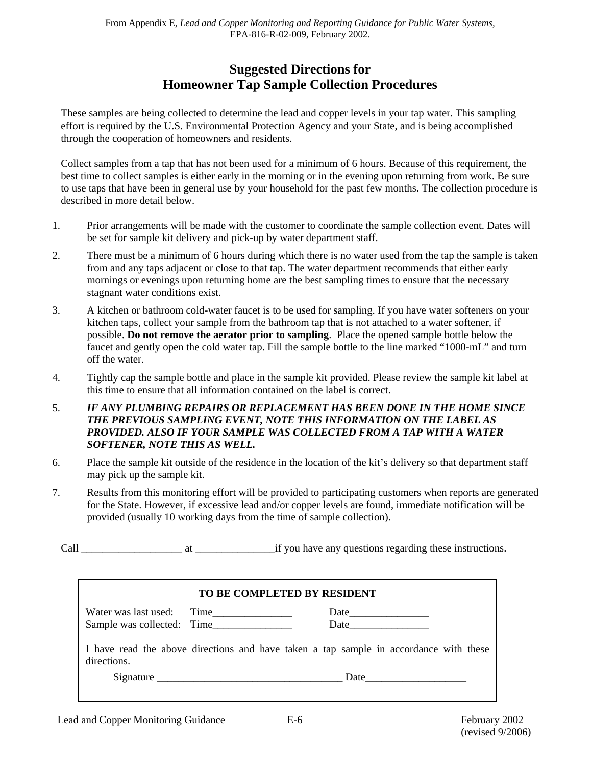From Appendix E, *Lead and Copper Monitoring and Reporting Guidance for Public Water Systems*, EPA-816-R-02-009, February 2002.

# Suggested Directions for Homeowner Tap Sample Collection Procedures

These samples are being collected to determine the lead and copper levels in your tap water. This sampling effort is required by the U.S. Environmental Protection Agency and your State, and is being accomplished through the cooperation of homeowners and residents.

Collect samples from a tap that has not been used for a minimum of 6 hours. Because of this requirement, the best time to collect samples is either early in the morning or in the evening upon returning from work. Be sure to use taps that have been in general use by your household for the past few months. The collection procedure is described in more detail below.

1. Prior arrangements will be made with the customer to coordinate the sample collection event. Dates will be set for sample kit delivery and pick-up by water department staff.
2. There must be a minimum of 6 hours during which there is no water used from the tap the sample is taken from and any taps adjacent or close to that tap. The water department recommends that either early mornings or evenings upon returning home are the best sampling times to ensure that the necessary stagnant water conditions exist.
3. A kitchen or bathroom cold-water faucet is to be used for sampling. If you have water softeners on your kitchen taps, collect your sample from the bathroom tap that is not attached to a water softener, if possible. **Do not remove the aerator prior to sampling**. Place the opened sample bottle below the faucet and gently open the cold water tap. Fill the sample bottle to the line marked "1000-mL" and turn off the water.
4. Tightly cap the sample bottle and place in the sample kit provided. Please review the sample kit label at this time to ensure that all information contained on the label is correct.
5. ***IF ANY PLUMBING REPAIRS OR REPLACEMENT HAS BEEN DONE IN THE HOME SINCE THE PREVIOUS SAMPLING EVENT, NOTE THIS INFORMATION ON THE LABEL AS PROVIDED. ALSO IF YOUR SAMPLE WAS COLLECTED FROM A TAP WITH A WATER SOFTENER, NOTE THIS AS WELL.***
6. Place the sample kit outside of the residence in the location of the kit's delivery so that department staff may pick up the sample kit.
7. Results from this monitoring effort will be provided to participating customers when reports are generated for the State. However, if excessive lead and/or copper levels are found, immediate notification will be provided (usually 10 working days from the time of sample collection).

Call ___________________ at _______________if you have any questions regarding these instructions.

**TO BE COMPLETED BY RESIDENT**

Water was last used: Time_______________ Date_______________

Sample was collected: Time_______________ Date_______________

I have read the above directions and have taken a tap sample in accordance with these directions.

Signature ____________________________________ Date___________________